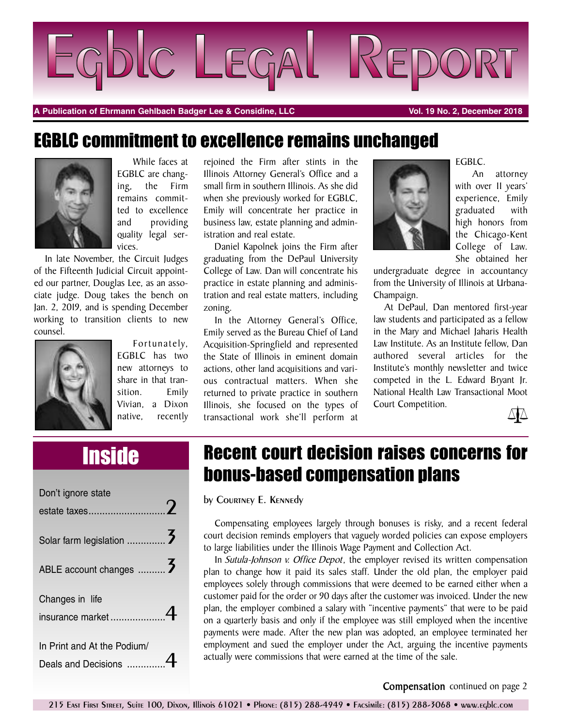# Egblc Legal Report

**A Publication of Ehrmann Gehlbach Badger Lee & Considine, LLC** — Vol. 19 No. 2, December 2018

## EGBLC commitment to excellence remains unchanged

While faces at EGBLC are changing, the Firm remains committed to excellence and providing quality legal services.

In late November, the Circuit Judges of the Fifteenth Judicial Circuit appointed our partner, Douglas Lee, as an associate judge. Doug takes the bench on Jan. 2, 2019, and is spending December working to transition clients to new counsel.

Fortunately, EGBLC has two new attorneys to share in that transition. Emily Vivian, a Dixon native, recently rejoined the Firm after stints in the Illinois Attorney General's Office and a small firm in southern Illinois. As she did when she previously worked for EGBLC, Emily will concentrate her practice in business law, estate planning and administration and real estate.

Daniel Kapolnek joins the Firm after graduating from the DePaul University College of Law. Dan will concentrate his practice in estate planning and administration and real estate matters, including zoning.

In the Attorney General's Office, Emily served as the Bureau Chief of Land Acquisition-Springfield and represented the State of Illinois in eminent domain actions, other land acquisitions and various contractual matters. When she returned to private practice in southern Illinois, she focused on the types of transactional work she'll perform at EGBLC.

An attorney with over 11 years' experience, Emily graduated with high honors from the Chicago-Kent College of Law. She obtained her undergraduate degree in accountancy from the University of Illinois at Urbana-Champaign.

At DePaul, Dan mentored first-year law students and participated as a fellow in the Mary and Michael Jaharis Health Law Institute. As an Institute fellow, Dan authored several articles for the Institute's monthly newsletter and twice competed in the L. Edward Bryant Jr. National Health Law Transactional Moot Court Competition.

## Inside

- Don't ignore state estate taxes .......... 2
- Solar farm legislation .......... 3
- ABLE account changes .......... 3
- Changes in life insurance market .......... 4
- In Print and At the Podium/ Deals and Decisions .......... 4

## Recent court decision raises concerns for bonus-based compensation plans

by Courtney E. Kennedy

Compensating employees largely through bonuses is risky, and a recent federal court decision reminds employers that vaguely worded policies can expose employers to large liabilities under the Illinois Wage Payment and Collection Act.

In *Sutula-Johnson v. Office Depot*, the employer revised its written compensation plan to change how it paid its sales staff. Under the old plan, the employer paid employees solely through commissions that were deemed to be earned either when a customer paid for the order or 90 days after the customer was invoiced. Under the new plan, the employer combined a salary with "incentive payments" that were to be paid on a quarterly basis and only if the employee was still employed when the incentive payments were made. After the new plan was adopted, an employee terminated her employment and sued the employer under the Act, arguing the incentive payments actually were commissions that were earned at the time of the sale.

**Compensation** continued on page 2

215 East First Street, Suite 100, Dixon, Illinois 61021 • Phone: (815) 288-4949 • Facsimile: (815) 288-3068 • www.egblc.com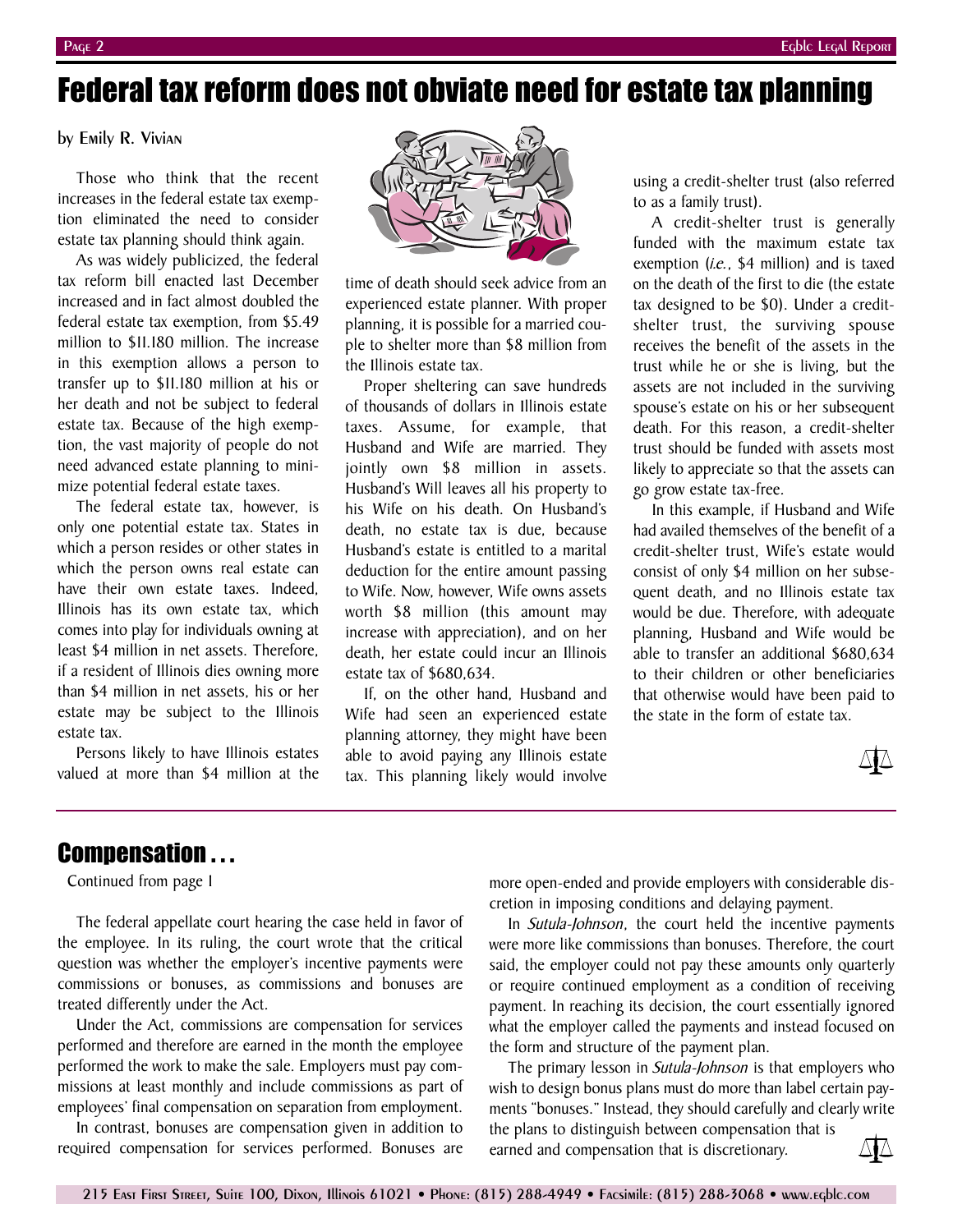# Federal tax reform does not obviate need for estate tax planning

by Emily R. Vivian

Those who think that the recent increases in the federal estate tax exemption eliminated the need to consider estate tax planning should think again.

As was widely publicized, the federal tax reform bill enacted last December increased and in fact almost doubled the federal estate tax exemption, from $5.49 million to $11.180 million. The increase in this exemption allows a person to transfer up to $11.180 million at his or her death and not be subject to federal estate tax. Because of the high exemption, the vast majority of people do not need advanced estate planning to minimize potential federal estate taxes.

The federal estate tax, however, is only one potential estate tax. States in which a person resides or other states in which the person owns real estate can have their own estate taxes. Indeed, Illinois has its own estate tax, which comes into play for individuals owning at least $4 million in net assets. Therefore, if a resident of Illinois dies owning more than $4 million in net assets, his or her estate may be subject to the Illinois estate tax.

Persons likely to have Illinois estates valued at more than $4 million at the time of death should seek advice from an experienced estate planner. With proper planning, it is possible for a married couple to shelter more than $8 million from the Illinois estate tax.

Proper sheltering can save hundreds of thousands of dollars in Illinois estate taxes. Assume, for example, that Husband and Wife are married. They jointly own $8 million in assets. Husband's Will leaves all his property to his Wife on his death. On Husband's death, no estate tax is due, because Husband's estate is entitled to a marital deduction for the entire amount passing to Wife. Now, however, Wife owns assets worth $8 million (this amount may increase with appreciation), and on her death, her estate could incur an Illinois estate tax of $680,634.

If, on the other hand, Husband and Wife had seen an experienced estate planning attorney, they might have been able to avoid paying any Illinois estate tax. This planning likely would involve using a credit-shelter trust (also referred to as a family trust).

A credit-shelter trust is generally funded with the maximum estate tax exemption (*i.e.*, $4 million) and is taxed on the death of the first to die (the estate tax designed to be $0). Under a credit-shelter trust, the surviving spouse receives the benefit of the assets in the trust while he or she is living, but the assets are not included in the surviving spouse's estate on his or her subsequent death. For this reason, a credit-shelter trust should be funded with assets most likely to appreciate so that the assets can go grow estate tax-free.

In this example, if Husband and Wife had availed themselves of the benefit of a credit-shelter trust, Wife's estate would consist of only $4 million on her subsequent death, and no Illinois estate tax would be due. Therefore, with adequate planning, Husband and Wife would be able to transfer an additional $680,634 to their children or other beneficiaries that otherwise would have been paid to the state in the form of estate tax.

## Compensation . . .

Continued from page 1

The federal appellate court hearing the case held in favor of the employee. In its ruling, the court wrote that the critical question was whether the employer's incentive payments were commissions or bonuses, as commissions and bonuses are treated differently under the Act.

Under the Act, commissions are compensation for services performed and therefore are earned in the month the employee performed the work to make the sale. Employers must pay commissions at least monthly and include commissions as part of employees' final compensation on separation from employment.

In contrast, bonuses are compensation given in addition to required compensation for services performed. Bonuses are more open-ended and provide employers with considerable discretion in imposing conditions and delaying payment.

In *Sutula-Johnson*, the court held the incentive payments were more like commissions than bonuses. Therefore, the court said, the employer could not pay these amounts only quarterly or require continued employment as a condition of receiving payment. In reaching its decision, the court essentially ignored what the employer called the payments and instead focused on the form and structure of the payment plan.

The primary lesson in *Sutula-Johnson* is that employers who wish to design bonus plans must do more than label certain payments "bonuses." Instead, they should carefully and clearly write the plans to distinguish between compensation that is earned and compensation that is discretionary.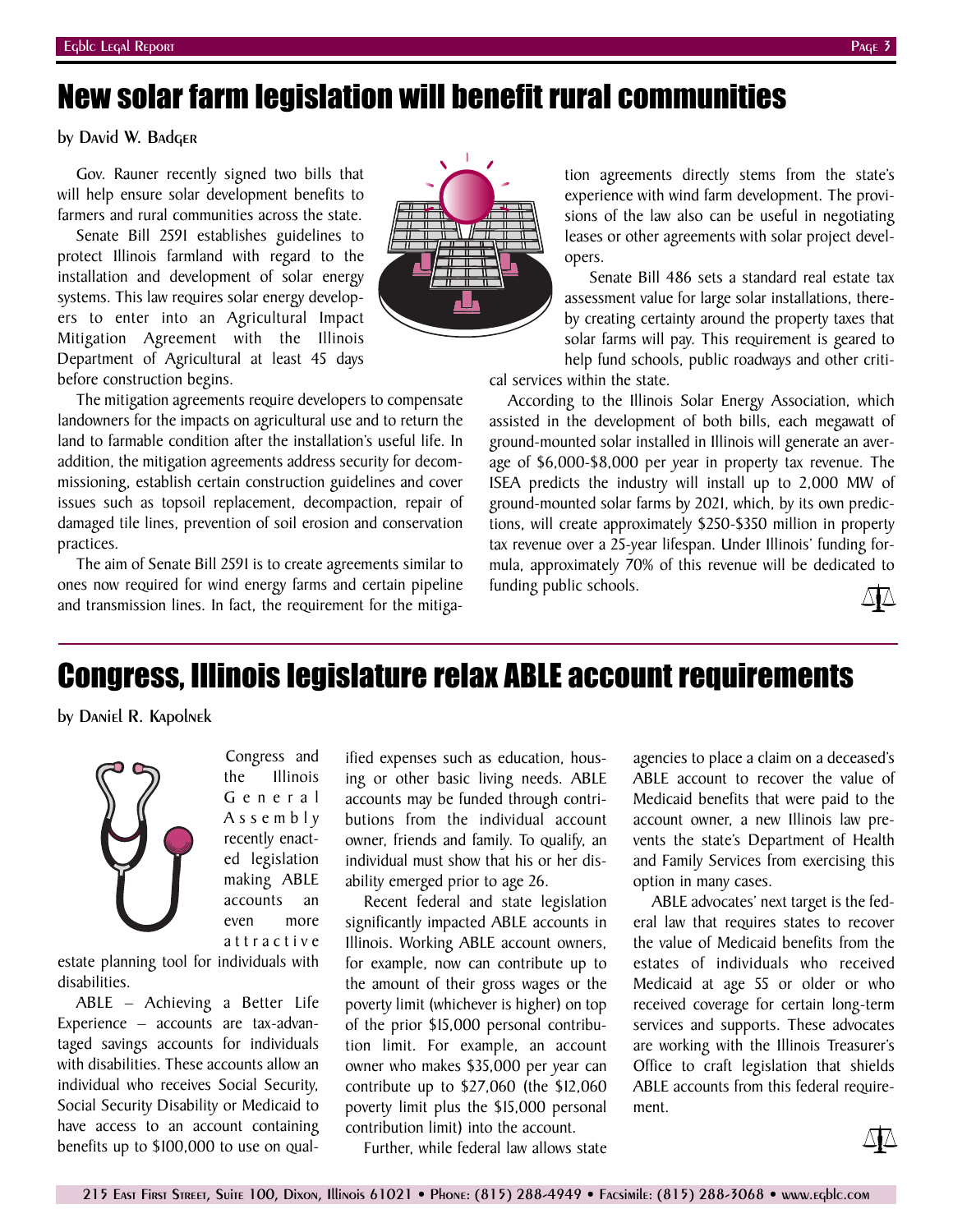# New solar farm legislation will benefit rural communities

by David W. Badger

Gov. Rauner recently signed two bills that will help ensure solar development benefits to farmers and rural communities across the state.

Senate Bill 2591 establishes guidelines to protect Illinois farmland with regard to the installation and development of solar energy systems. This law requires solar energy developers to enter into an Agricultural Impact Mitigation Agreement with the Illinois Department of Agricultural at least 45 days before construction begins.

The mitigation agreements require developers to compensate landowners for the impacts on agricultural use and to return the land to farmable condition after the installation's useful life. In addition, the mitigation agreements address security for decommissioning, establish certain construction guidelines and cover issues such as topsoil replacement, decompaction, repair of damaged tile lines, prevention of soil erosion and conservation practices.

The aim of Senate Bill 2591 is to create agreements similar to ones now required for wind energy farms and certain pipeline and transmission lines. In fact, the requirement for the mitigation agreements directly stems from the state's experience with wind farm development. The provisions of the law also can be useful in negotiating leases or other agreements with solar project developers.

Senate Bill 486 sets a standard real estate tax assessment value for large solar installations, thereby creating certainty around the property taxes that solar farms will pay. This requirement is geared to help fund schools, public roadways and other critical services within the state.

According to the Illinois Solar Energy Association, which assisted in the development of both bills, each megawatt of ground-mounted solar installed in Illinois will generate an average of $6,000-$8,000 per year in property tax revenue. The ISEA predicts the industry will install up to 2,000 MW of ground-mounted solar farms by 2021, which, by its own predictions, will create approximately $250-$350 million in property tax revenue over a 25-year lifespan. Under Illinois' funding formula, approximately 70% of this revenue will be dedicated to funding public schools.

# Congress, Illinois legislature relax ABLE account requirements

by Daniel R. Kapolnek

Congress and the Illinois General Assembly recently enacted legislation making ABLE accounts an even more attractive estate planning tool for individuals with disabilities.

ABLE – Achieving a Better Life Experience – accounts are tax-advantaged savings accounts for individuals with disabilities. These accounts allow an individual who receives Social Security, Social Security Disability or Medicaid to have access to an account containing benefits up to $100,000 to use on qualified expenses such as education, housing or other basic living needs. ABLE accounts may be funded through contributions from the individual account owner, friends and family. To qualify, an individual must show that his or her disability emerged prior to age 26.

Recent federal and state legislation significantly impacted ABLE accounts in Illinois. Working ABLE account owners, for example, now can contribute up to the amount of their gross wages or the poverty limit (whichever is higher) on top of the prior $15,000 personal contribution limit. For example, an account owner who makes $35,000 per year can contribute up to $27,060 (the $12,060 poverty limit plus the $15,000 personal contribution limit) into the account.

Further, while federal law allows state agencies to place a claim on a deceased's ABLE account to recover the value of Medicaid benefits that were paid to the account owner, a new Illinois law prevents the state's Department of Health and Family Services from exercising this option in many cases.

ABLE advocates' next target is the federal law that requires states to recover the value of Medicaid benefits from the estates of individuals who received Medicaid at age 55 or older or who received coverage for certain long-term services and supports. These advocates are working with the Illinois Treasurer's Office to craft legislation that shields ABLE accounts from this federal requirement.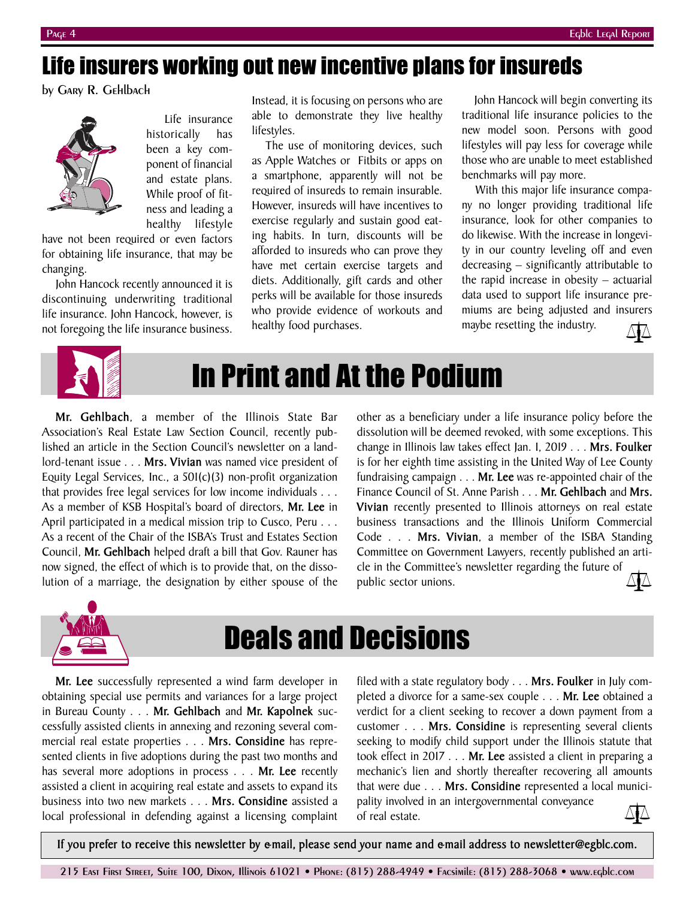# Life insurers working out new incentive plans for insureds

by Gary R. Gehlbach

Life insurance historically has been a key component of financial and estate plans. While proof of fitness and leading a healthy lifestyle have not been required or even factors for obtaining life insurance, that may be changing.

John Hancock recently announced it is discontinuing underwriting traditional life insurance. John Hancock, however, is not foregoing the life insurance business. Instead, it is focusing on persons who are able to demonstrate they live healthy lifestyles.

The use of monitoring devices, such as Apple Watches or Fitbits or apps on a smartphone, apparently will not be required of insureds to remain insurable. However, insureds will have incentives to exercise regularly and sustain good eating habits. In turn, discounts will be afforded to insureds who can prove they have met certain exercise targets and diets. Additionally, gift cards and other perks will be available for those insureds who provide evidence of workouts and healthy food purchases.

John Hancock will begin converting its traditional life insurance policies to the new model soon. Persons with good lifestyles will pay less for coverage while those who are unable to meet established benchmarks will pay more.

With this major life insurance company no longer providing traditional life insurance, look for other companies to do likewise. With the increase in longevity in our country leveling off and even decreasing – significantly attributable to the rapid increase in obesity – actuarial data used to support life insurance premiums are being adjusted and insurers maybe resetting the industry.

# In Print and At the Podium

**Mr. Gehlbach**, a member of the Illinois State Bar Association's Real Estate Law Section Council, recently published an article in the Section Council's newsletter on a landlord-tenant issue . . . **Mrs. Vivian** was named vice president of Equity Legal Services, Inc., a 501(c)(3) non-profit organization that provides free legal services for low income individuals . . . As a member of KSB Hospital's board of directors, **Mr. Lee** in April participated in a medical mission trip to Cusco, Peru . . . As a recent of the Chair of the ISBA's Trust and Estates Section Council, **Mr. Gehlbach** helped draft a bill that Gov. Rauner has now signed, the effect of which is to provide that, on the dissolution of a marriage, the designation by either spouse of the other as a beneficiary under a life insurance policy before the dissolution will be deemed revoked, with some exceptions. This change in Illinois law takes effect Jan. 1, 2019 . . . **Mrs. Foulker** is for her eighth time assisting in the United Way of Lee County fundraising campaign . . . **Mr. Lee** was re-appointed chair of the Finance Council of St. Anne Parish . . . **Mr. Gehlbach** and **Mrs. Vivian** recently presented to Illinois attorneys on real estate business transactions and the Illinois Uniform Commercial Code . . . **Mrs. Vivian**, a member of the ISBA Standing Committee on Government Lawyers, recently published an article in the Committee's newsletter regarding the future of public sector unions.

# Deals and Decisions

**Mr. Lee** successfully represented a wind farm developer in obtaining special use permits and variances for a large project in Bureau County . . . **Mr. Gehlbach** and **Mr. Kapolnek** successfully assisted clients in annexing and rezoning several commercial real estate properties . . . **Mrs. Considine** has represented clients in five adoptions during the past two months and has several more adoptions in process . . . **Mr. Lee** recently assisted a client in acquiring real estate and assets to expand its business into two new markets . . . **Mrs. Considine** assisted a local professional in defending against a licensing complaint filed with a state regulatory body . . . **Mrs. Foulker** in July completed a divorce for a same-sex couple . . . **Mr. Lee** obtained a verdict for a client seeking to recover a down payment from a customer . . . **Mrs. Considine** is representing several clients seeking to modify child support under the Illinois statute that took effect in 2017 . . . **Mr. Lee** assisted a client in preparing a mechanic's lien and shortly thereafter recovering all amounts that were due . . . **Mrs. Considine** represented a local municipality involved in an intergovernmental conveyance of real estate.

**If you prefer to receive this newsletter by e-mail, please send your name and e-mail address to newsletter@egblc.com.**

215 East First Street, Suite 100, Dixon, Illinois 61021 • Phone: (815) 288-4949 • Facsimile: (815) 288-3068 • www.egblc.com